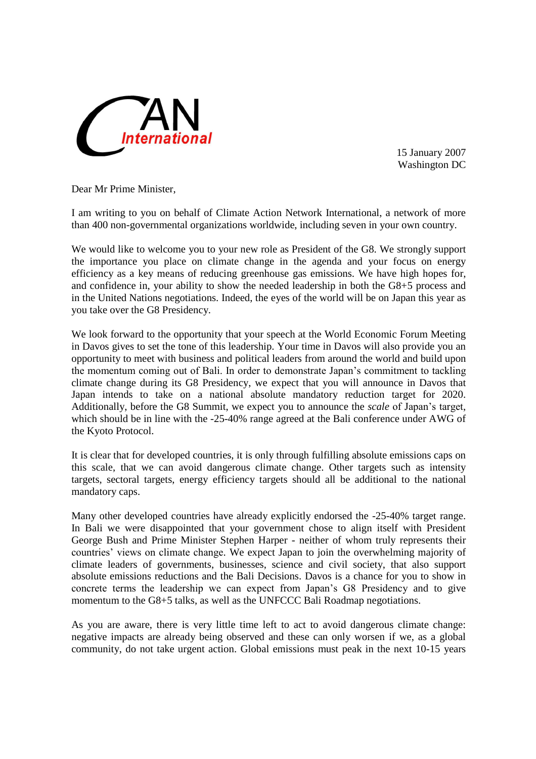CAN International

15 January 2007
Washington DC

Dear Mr Prime Minister,

I am writing to you on behalf of Climate Action Network International, a network of more than 400 non-governmental organizations worldwide, including seven in your own country.

We would like to welcome you to your new role as President of the G8. We strongly support the importance you place on climate change in the agenda and your focus on energy efficiency as a key means of reducing greenhouse gas emissions. We have high hopes for, and confidence in, your ability to show the needed leadership in both the G8+5 process and in the United Nations negotiations. Indeed, the eyes of the world will be on Japan this year as you take over the G8 Presidency.

We look forward to the opportunity that your speech at the World Economic Forum Meeting in Davos gives to set the tone of this leadership. Your time in Davos will also provide you an opportunity to meet with business and political leaders from around the world and build upon the momentum coming out of Bali. In order to demonstrate Japan's commitment to tackling climate change during its G8 Presidency, we expect that you will announce in Davos that Japan intends to take on a national absolute mandatory reduction target for 2020. Additionally, before the G8 Summit, we expect you to announce the *scale* of Japan's target, which should be in line with the -25-40% range agreed at the Bali conference under AWG of the Kyoto Protocol.

It is clear that for developed countries, it is only through fulfilling absolute emissions caps on this scale, that we can avoid dangerous climate change. Other targets such as intensity targets, sectoral targets, energy efficiency targets should all be additional to the national mandatory caps.

Many other developed countries have already explicitly endorsed the -25-40% target range. In Bali we were disappointed that your government chose to align itself with President George Bush and Prime Minister Stephen Harper - neither of whom truly represents their countries' views on climate change. We expect Japan to join the overwhelming majority of climate leaders of governments, businesses, science and civil society, that also support absolute emissions reductions and the Bali Decisions. Davos is a chance for you to show in concrete terms the leadership we can expect from Japan's G8 Presidency and to give momentum to the G8+5 talks, as well as the UNFCCC Bali Roadmap negotiations.

As you are aware, there is very little time left to act to avoid dangerous climate change: negative impacts are already being observed and these can only worsen if we, as a global community, do not take urgent action. Global emissions must peak in the next 10-15 years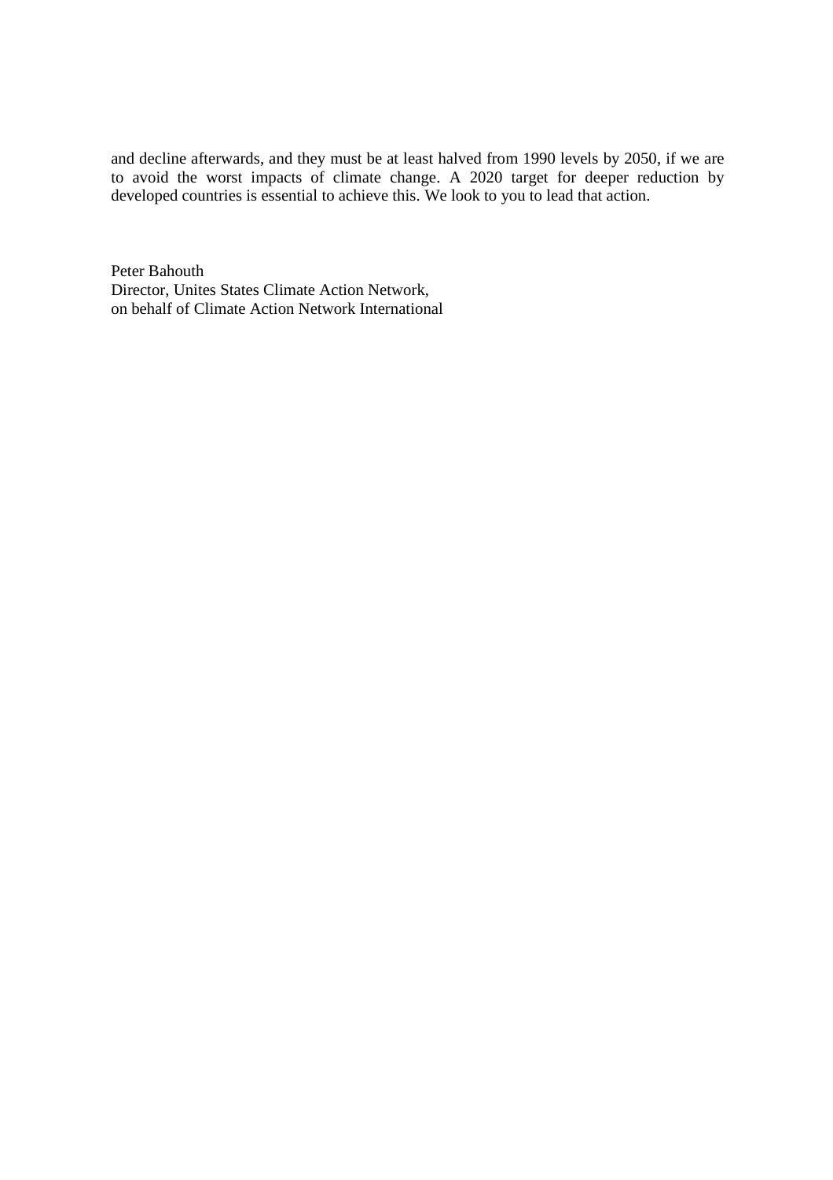and decline afterwards, and they must be at least halved from 1990 levels by 2050, if we are to avoid the worst impacts of climate change. A 2020 target for deeper reduction by developed countries is essential to achieve this. We look to you to lead that action.

Peter Bahouth  
Director, Unites States Climate Action Network,  
on behalf of Climate Action Network International